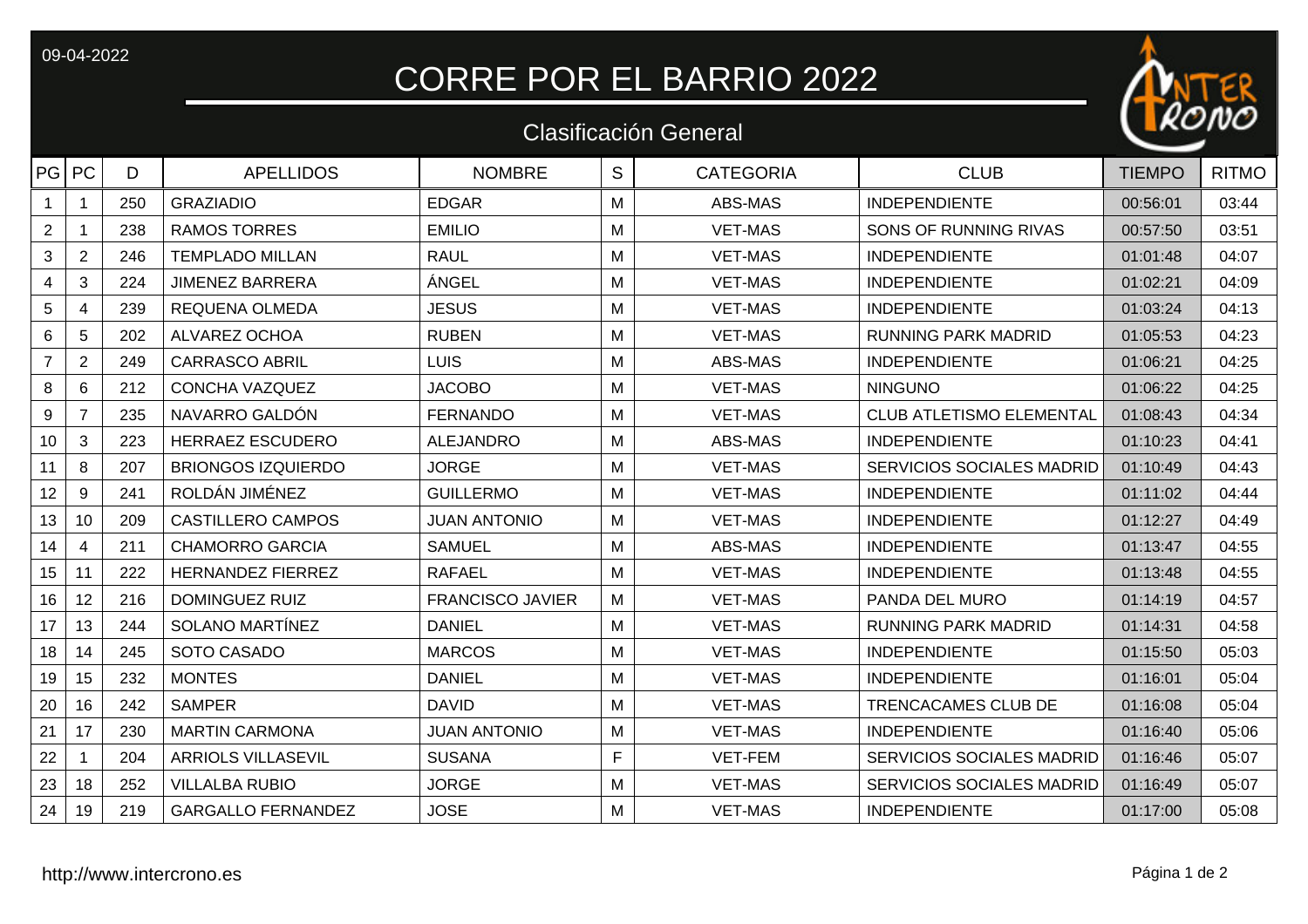09-04-2022

# CORRE POR EL BARRIO 2022

## Clasificación General

| PG | PC | D | APELLIDOS | NOMBRE | S | CATEGORIA | CLUB | TIEMPO | RITMO |
|---|---|---|---|---|---|---|---|---|---|
| 1 | 1 | 250 | GRAZIADIO | EDGAR | M | ABS-MAS | INDEPENDIENTE | 00:56:01 | 03:44 |
| 2 | 1 | 238 | RAMOS TORRES | EMILIO | M | VET-MAS | SONS OF RUNNING RIVAS | 00:57:50 | 03:51 |
| 3 | 2 | 246 | TEMPLADO MILLAN | RAUL | M | VET-MAS | INDEPENDIENTE | 01:01:48 | 04:07 |
| 4 | 3 | 224 | JIMENEZ BARRERA | ÁNGEL | M | VET-MAS | INDEPENDIENTE | 01:02:21 | 04:09 |
| 5 | 4 | 239 | REQUENA OLMEDA | JESUS | M | VET-MAS | INDEPENDIENTE | 01:03:24 | 04:13 |
| 6 | 5 | 202 | ALVAREZ OCHOA | RUBEN | M | VET-MAS | RUNNING PARK MADRID | 01:05:53 | 04:23 |
| 7 | 2 | 249 | CARRASCO ABRIL | LUIS | M | ABS-MAS | INDEPENDIENTE | 01:06:21 | 04:25 |
| 8 | 6 | 212 | CONCHA VAZQUEZ | JACOBO | M | VET-MAS | NINGUNO | 01:06:22 | 04:25 |
| 9 | 7 | 235 | NAVARRO GALDÓN | FERNANDO | M | VET-MAS | CLUB ATLETISMO ELEMENTAL | 01:08:43 | 04:34 |
| 10 | 3 | 223 | HERRAEZ ESCUDERO | ALEJANDRO | M | ABS-MAS | INDEPENDIENTE | 01:10:23 | 04:41 |
| 11 | 8 | 207 | BRIONGOS IZQUIERDO | JORGE | M | VET-MAS | SERVICIOS SOCIALES MADRID | 01:10:49 | 04:43 |
| 12 | 9 | 241 | ROLDÁN JIMÉNEZ | GUILLERMO | M | VET-MAS | INDEPENDIENTE | 01:11:02 | 04:44 |
| 13 | 10 | 209 | CASTILLERO CAMPOS | JUAN ANTONIO | M | VET-MAS | INDEPENDIENTE | 01:12:27 | 04:49 |
| 14 | 4 | 211 | CHAMORRO GARCIA | SAMUEL | M | ABS-MAS | INDEPENDIENTE | 01:13:47 | 04:55 |
| 15 | 11 | 222 | HERNANDEZ FIERREZ | RAFAEL | M | VET-MAS | INDEPENDIENTE | 01:13:48 | 04:55 |
| 16 | 12 | 216 | DOMINGUEZ RUIZ | FRANCISCO JAVIER | M | VET-MAS | PANDA DEL MURO | 01:14:19 | 04:57 |
| 17 | 13 | 244 | SOLANO MARTÍNEZ | DANIEL | M | VET-MAS | RUNNING PARK MADRID | 01:14:31 | 04:58 |
| 18 | 14 | 245 | SOTO CASADO | MARCOS | M | VET-MAS | INDEPENDIENTE | 01:15:50 | 05:03 |
| 19 | 15 | 232 | MONTES | DANIEL | M | VET-MAS | INDEPENDIENTE | 01:16:01 | 05:04 |
| 20 | 16 | 242 | SAMPER | DAVID | M | VET-MAS | TRENCACAMES CLUB DE | 01:16:08 | 05:04 |
| 21 | 17 | 230 | MARTIN CARMONA | JUAN ANTONIO | M | VET-MAS | INDEPENDIENTE | 01:16:40 | 05:06 |
| 22 | 1 | 204 | ARRIOLS VILLASEVIL | SUSANA | F | VET-FEM | SERVICIOS SOCIALES MADRID | 01:16:46 | 05:07 |
| 23 | 18 | 252 | VILLALBA RUBIO | JORGE | M | VET-MAS | SERVICIOS SOCIALES MADRID | 01:16:49 | 05:07 |
| 24 | 19 | 219 | GARGALLO FERNANDEZ | JOSE | M | VET-MAS | INDEPENDIENTE | 01:17:00 | 05:08 |

http://www.intercrono.es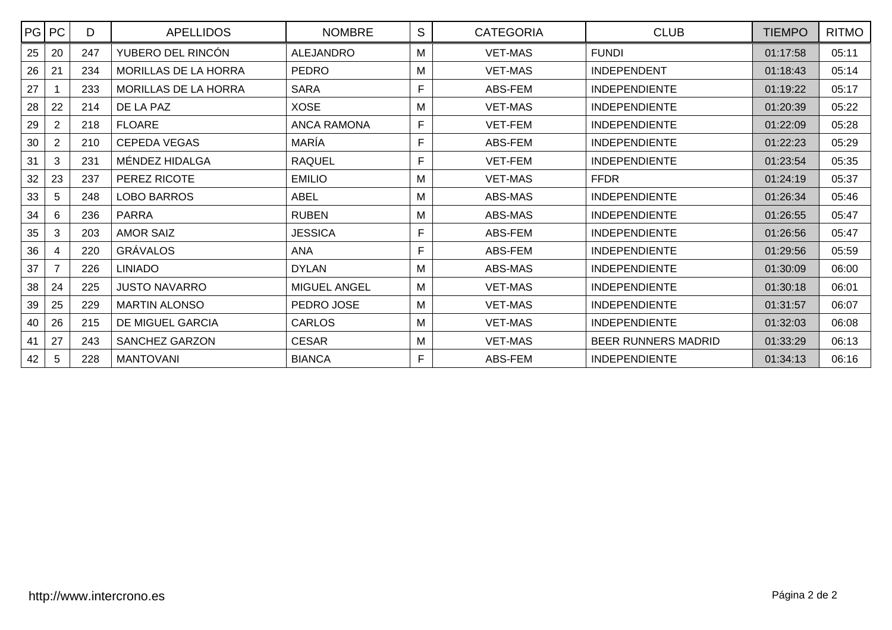| PG | PC | D | APELLIDOS | NOMBRE | S | CATEGORIA | CLUB | TIEMPO | RITMO |
|---|---|---|---|---|---|---|---|---|---|
| 25 | 20 | 247 | YUBERO DEL RINCÓN | ALEJANDRO | M | VET-MAS | FUNDI | 01:17:58 | 05:11 |
| 26 | 21 | 234 | MORILLAS DE LA HORRA | PEDRO | M | VET-MAS | INDEPENDENT | 01:18:43 | 05:14 |
| 27 | 1 | 233 | MORILLAS DE LA HORRA | SARA | F | ABS-FEM | INDEPENDIENTE | 01:19:22 | 05:17 |
| 28 | 22 | 214 | DE LA PAZ | XOSE | M | VET-MAS | INDEPENDIENTE | 01:20:39 | 05:22 |
| 29 | 2 | 218 | FLOARE | ANCA RAMONA | F | VET-FEM | INDEPENDIENTE | 01:22:09 | 05:28 |
| 30 | 2 | 210 | CEPEDA VEGAS | MARÍA | F | ABS-FEM | INDEPENDIENTE | 01:22:23 | 05:29 |
| 31 | 3 | 231 | MÉNDEZ HIDALGA | RAQUEL | F | VET-FEM | INDEPENDIENTE | 01:23:54 | 05:35 |
| 32 | 23 | 237 | PEREZ RICOTE | EMILIO | M | VET-MAS | FFDR | 01:24:19 | 05:37 |
| 33 | 5 | 248 | LOBO BARROS | ABEL | M | ABS-MAS | INDEPENDIENTE | 01:26:34 | 05:46 |
| 34 | 6 | 236 | PARRA | RUBEN | M | ABS-MAS | INDEPENDIENTE | 01:26:55 | 05:47 |
| 35 | 3 | 203 | AMOR SAIZ | JESSICA | F | ABS-FEM | INDEPENDIENTE | 01:26:56 | 05:47 |
| 36 | 4 | 220 | GRÁVALOS | ANA | F | ABS-FEM | INDEPENDIENTE | 01:29:56 | 05:59 |
| 37 | 7 | 226 | LINIADO | DYLAN | M | ABS-MAS | INDEPENDIENTE | 01:30:09 | 06:00 |
| 38 | 24 | 225 | JUSTO NAVARRO | MIGUEL ANGEL | M | VET-MAS | INDEPENDIENTE | 01:30:18 | 06:01 |
| 39 | 25 | 229 | MARTIN ALONSO | PEDRO JOSE | M | VET-MAS | INDEPENDIENTE | 01:31:57 | 06:07 |
| 40 | 26 | 215 | DE MIGUEL GARCIA | CARLOS | M | VET-MAS | INDEPENDIENTE | 01:32:03 | 06:08 |
| 41 | 27 | 243 | SANCHEZ GARZON | CESAR | M | VET-MAS | BEER RUNNERS MADRID | 01:33:29 | 06:13 |
| 42 | 5 | 228 | MANTOVANI | BIANCA | F | ABS-FEM | INDEPENDIENTE | 01:34:13 | 06:16 |

http://www.intercrono.es